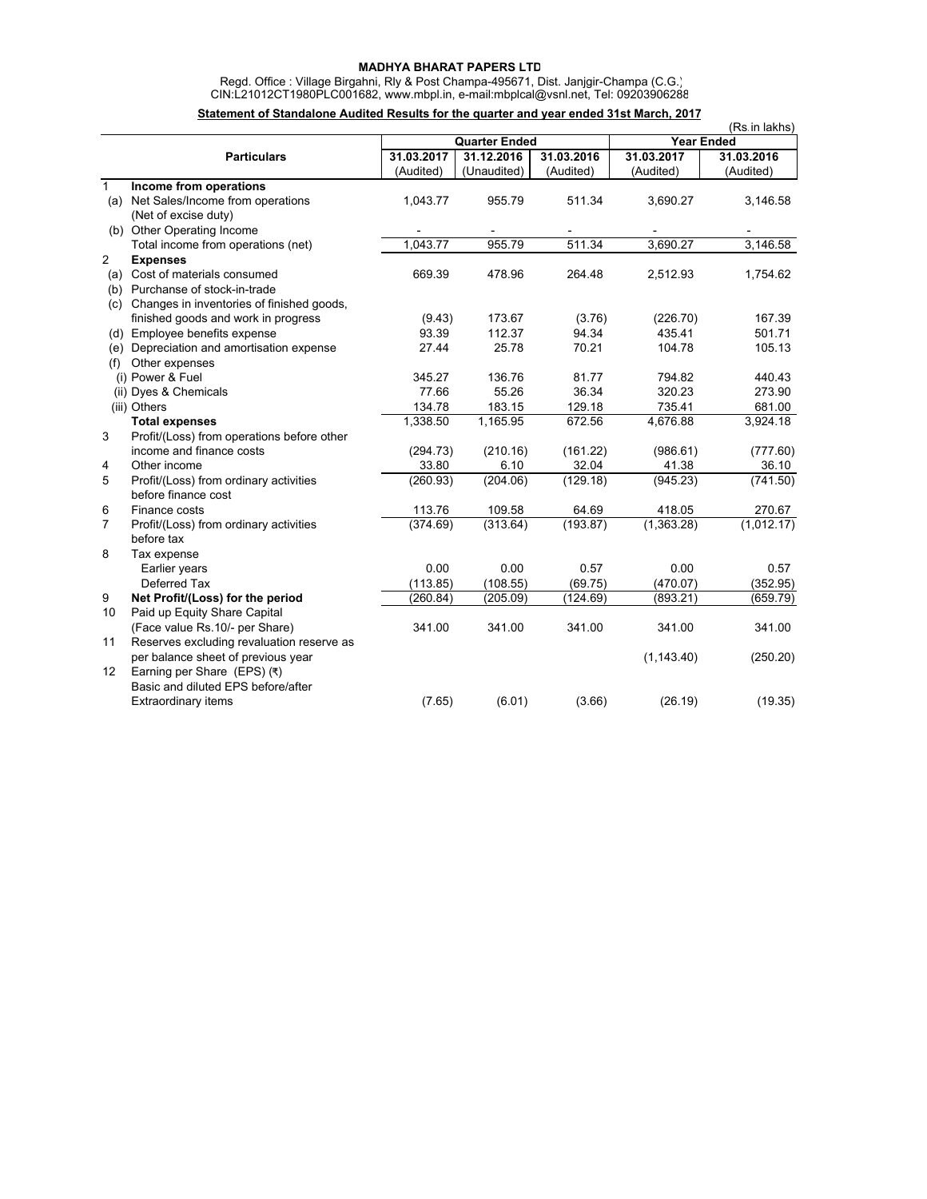**MADHYA BHARAT PAPERS LTD**

Regd. Office : Village Birgahni, Rly & Post Champa-495671, Dist. Janjgir-Champa (C.G.)
CIN:L21012CT1980PLC001682, www.mbpl.in, e-mail:mbplcal@vsnl.net, Tel: 09203906288

**Statement of Standalone Audited Results for the quarter and year ended 31st March, 2017**

(Rs.in lakhs)

| | Particulars | Quarter Ended | | | Year Ended | |
|---|---|---|---|---|---|---|
| | | 31.03.2017 (Audited) | 31.12.2016 (Unaudited) | 31.03.2016 (Audited) | 31.03.2017 (Audited) | 31.03.2016 (Audited) |
| 1 | **Income from operations** | | | | | |
| (a) | Net Sales/Income from operations (Net of excise duty) | 1,043.77 | 955.79 | 511.34 | 3,690.27 | 3,146.58 |
| (b) | Other Operating Income | - | - | - | - | - |
| | Total income from operations (net) | 1,043.77 | 955.79 | 511.34 | 3,690.27 | 3,146.58 |
| 2 | **Expenses** | | | | | |
| (a) | Cost of materials consumed | 669.39 | 478.96 | 264.48 | 2,512.93 | 1,754.62 |
| (b) | Purchase of stock-in-trade | | | | | |
| (c) | Changes in inventories of finished goods, finished goods and work in progress | (9.43) | 173.67 | (3.76) | (226.70) | 167.39 |
| (d) | Employee benefits expense | 93.39 | 112.37 | 94.34 | 435.41 | 501.71 |
| (e) | Depreciation and amortisation expense | 27.44 | 25.78 | 70.21 | 104.78 | 105.13 |
| (f) | Other expenses | | | | | |
| | (i) Power & Fuel | 345.27 | 136.76 | 81.77 | 794.82 | 440.43 |
| | (ii) Dyes & Chemicals | 77.66 | 55.26 | 36.34 | 320.23 | 273.90 |
| | (iii) Others | 134.78 | 183.15 | 129.18 | 735.41 | 681.00 |
| | **Total expenses** | 1,338.50 | 1,165.95 | 672.56 | 4,676.88 | 3,924.18 |
| 3 | Profit/(Loss) from operations before other income and finance costs | (294.73) | (210.16) | (161.22) | (986.61) | (777.60) |
| 4 | Other income | 33.80 | 6.10 | 32.04 | 41.38 | 36.10 |
| 5 | Profit/(Loss) from ordinary activities before finance cost | (260.93) | (204.06) | (129.18) | (945.23) | (741.50) |
| 6 | Finance costs | 113.76 | 109.58 | 64.69 | 418.05 | 270.67 |
| 7 | Profit/(Loss) from ordinary activities before tax | (374.69) | (313.64) | (193.87) | (1,363.28) | (1,012.17) |
| 8 | Tax expense | | | | | |
| | Earlier years | 0.00 | 0.00 | 0.57 | 0.00 | 0.57 |
| | Deferred Tax | (113.85) | (108.55) | (69.75) | (470.07) | (352.95) |
| 9 | **Net Profit/(Loss) for the period** | (260.84) | (205.09) | (124.69) | (893.21) | (659.79) |
| 10 | Paid up Equity Share Capital (Face value Rs.10/- per Share) | 341.00 | 341.00 | 341.00 | 341.00 | 341.00 |
| 11 | Reserves excluding revaluation reserve as per balance sheet of previous year | | | | (1,143.40) | (250.20) |
| 12 | Earning per Share (EPS) (₹) Basic and diluted EPS before/after Extraordinary items | (7.65) | (6.01) | (3.66) | (26.19) | (19.35) |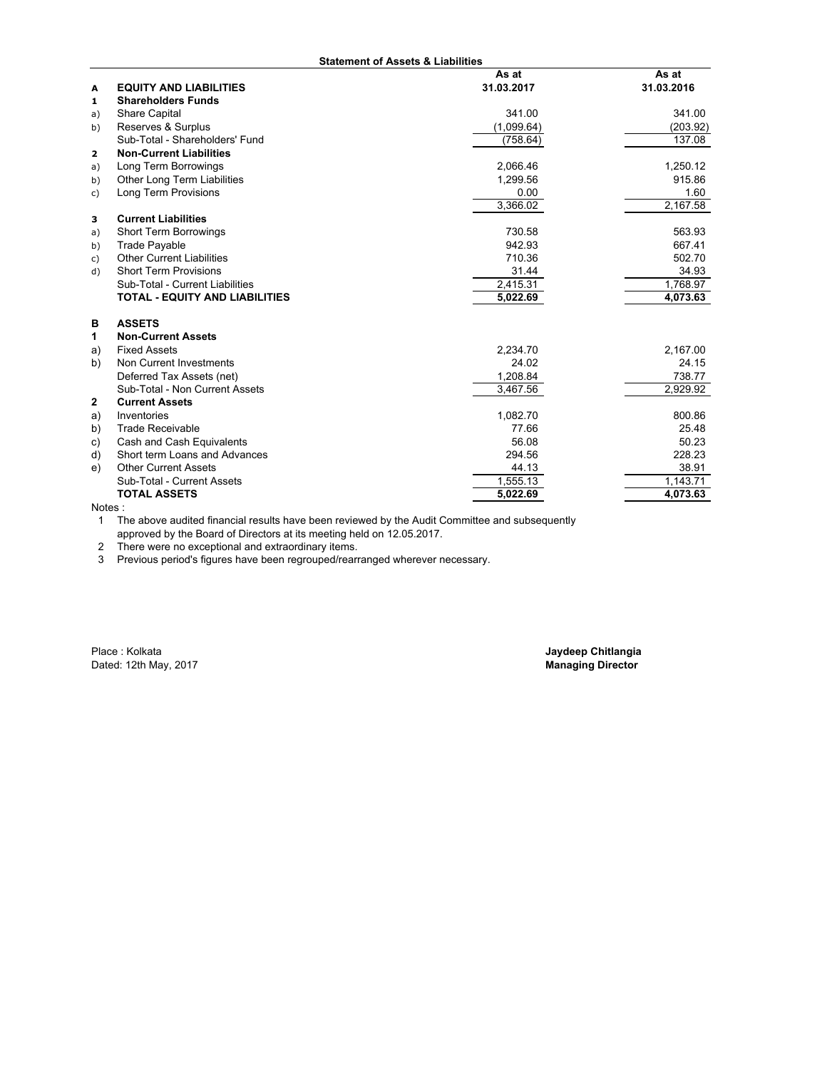**Statement of Assets & Liabilities**

| | | As at 31.03.2017 | As at 31.03.2016 |
|---|---|---|---|
| **A** | **EQUITY AND LIABILITIES** | | |
| **1** | **Shareholders Funds** | | |
| a) | Share Capital | 341.00 | 341.00 |
| b) | Reserves & Surplus | (1,099.64) | (203.92) |
| | Sub-Total - Shareholders' Fund | (758.64) | 137.08 |
| **2** | **Non-Current Liabilities** | | |
| a) | Long Term Borrowings | 2,066.46 | 1,250.12 |
| b) | Other Long Term Liabilities | 1,299.56 | 915.86 |
| c) | Long Term Provisions | 0.00 | 1.60 |
| | | 3,366.02 | 2,167.58 |
| **3** | **Current Liabilities** | | |
| a) | Short Term Borrowings | 730.58 | 563.93 |
| b) | Trade Payable | 942.93 | 667.41 |
| c) | Other Current Liabilities | 710.36 | 502.70 |
| d) | Short Term Provisions | 31.44 | 34.93 |
| | Sub-Total - Current Liabilities | 2,415.31 | 1,768.97 |
| | **TOTAL - EQUITY AND LIABILITIES** | **5,022.69** | **4,073.63** |
| **B** | **ASSETS** | | |
| **1** | **Non-Current Assets** | | |
| a) | Fixed Assets | 2,234.70 | 2,167.00 |
| b) | Non Current Investments | 24.02 | 24.15 |
| | Deferred Tax Assets (net) | 1,208.84 | 738.77 |
| | Sub-Total - Non Current Assets | 3,467.56 | 2,929.92 |
| **2** | **Current Assets** | | |
| a) | Inventories | 1,082.70 | 800.86 |
| b) | Trade Receivable | 77.66 | 25.48 |
| c) | Cash and Cash Equivalents | 56.08 | 50.23 |
| d) | Short term Loans and Advances | 294.56 | 228.23 |
| e) | Other Current Assets | 44.13 | 38.91 |
| | Sub-Total - Current Assets | 1,555.13 | 1,143.71 |
| | **TOTAL ASSETS** | **5,022.69** | **4,073.63** |

Notes :

1. The above audited financial results have been reviewed by the Audit Committee and subsequently approved by the Board of Directors at its meeting held on 12.05.2017.
2. There were no exceptional and extraordinary items.
3. Previous period's figures have been regrouped/rearranged wherever necessary.

Place : Kolkata
Dated: 12th May, 2017

**Jaydeep Chitlangia**
**Managing Director**